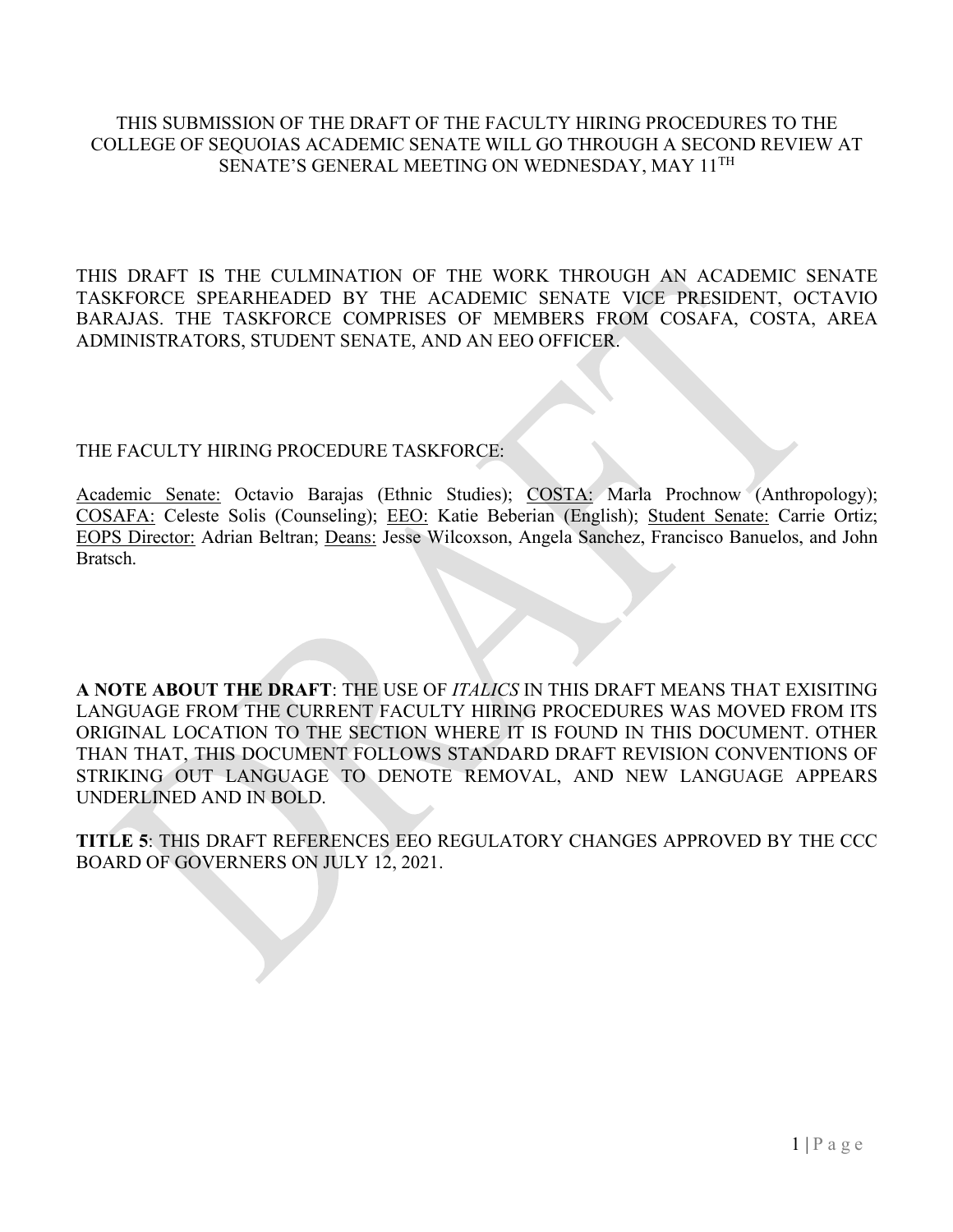THIS SUBMISSION OF THE DRAFT OF THE FACULTY HIRING PROCEDURES TO THE COLLEGE OF SEQUOIAS ACADEMIC SENATE WILL GO THROUGH A SECOND REVIEW AT SENATE'S GENERAL MEETING ON WEDNESDAY, MAY 11TH

THIS DRAFT IS THE CULMINATION OF THE WORK THROUGH AN ACADEMIC SENATE TASKFORCE SPEARHEADED BY THE ACADEMIC SENATE VICE PRESIDENT, OCTAVIO BARAJAS. THE TASKFORCE COMPRISES OF MEMBERS FROM COSAFA, COSTA, AREA ADMINISTRATORS, STUDENT SENATE, AND AN EEO OFFICER.

THE FACULTY HIRING PROCEDURE TASKFORCE:

<u>Academic Senate:</u> Octavio Barajas (Ethnic Studies); <u>COSTA:</u> Marla Prochnow (Anthropology); <u>COSAFA:</u> Celeste Solis (Counseling); <u>EEO:</u> Katie Beberian (English); <u>Student Senate:</u> Carrie Ortiz; <u>EOPS Director:</u> Adrian Beltran; <u>Deans:</u> Jesse Wilcoxson, Angela Sanchez, Francisco Banuelos, and John Bratsch.

**A NOTE ABOUT THE DRAFT**: THE USE OF *ITALICS* IN THIS DRAFT MEANS THAT EXISITING LANGUAGE FROM THE CURRENT FACULTY HIRING PROCEDURES WAS MOVED FROM ITS ORIGINAL LOCATION TO THE SECTION WHERE IT IS FOUND IN THIS DOCUMENT. OTHER THAN THAT, THIS DOCUMENT FOLLOWS STANDARD DRAFT REVISION CONVENTIONS OF STRIKING OUT LANGUAGE TO DENOTE REMOVAL, AND NEW LANGUAGE APPEARS UNDERLINED AND IN BOLD.

**TITLE 5**: THIS DRAFT REFERENCES EEO REGULATORY CHANGES APPROVED BY THE CCC BOARD OF GOVERNERS ON JULY 12, 2021.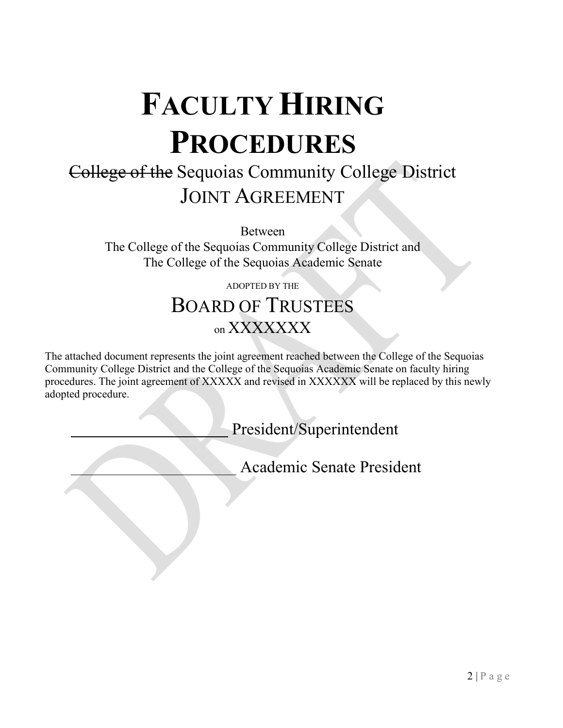# FACULTY HIRING PROCEDURES

~~College of the~~ Sequoias Community College District

JOINT AGREEMENT

Between

The College of the Sequoias Community College District and
The College of the Sequoias Academic Senate

ADOPTED BY THE

BOARD OF TRUSTEES

on XXXXXXX

The attached document represents the joint agreement reached between the College of the Sequoias Community College District and the College of the Sequoias Academic Senate on faculty hiring procedures. The joint agreement of XXXXX and revised in XXXXXX will be replaced by this newly adopted procedure.

____________________ President/Superintendent

____________________ Academic Senate President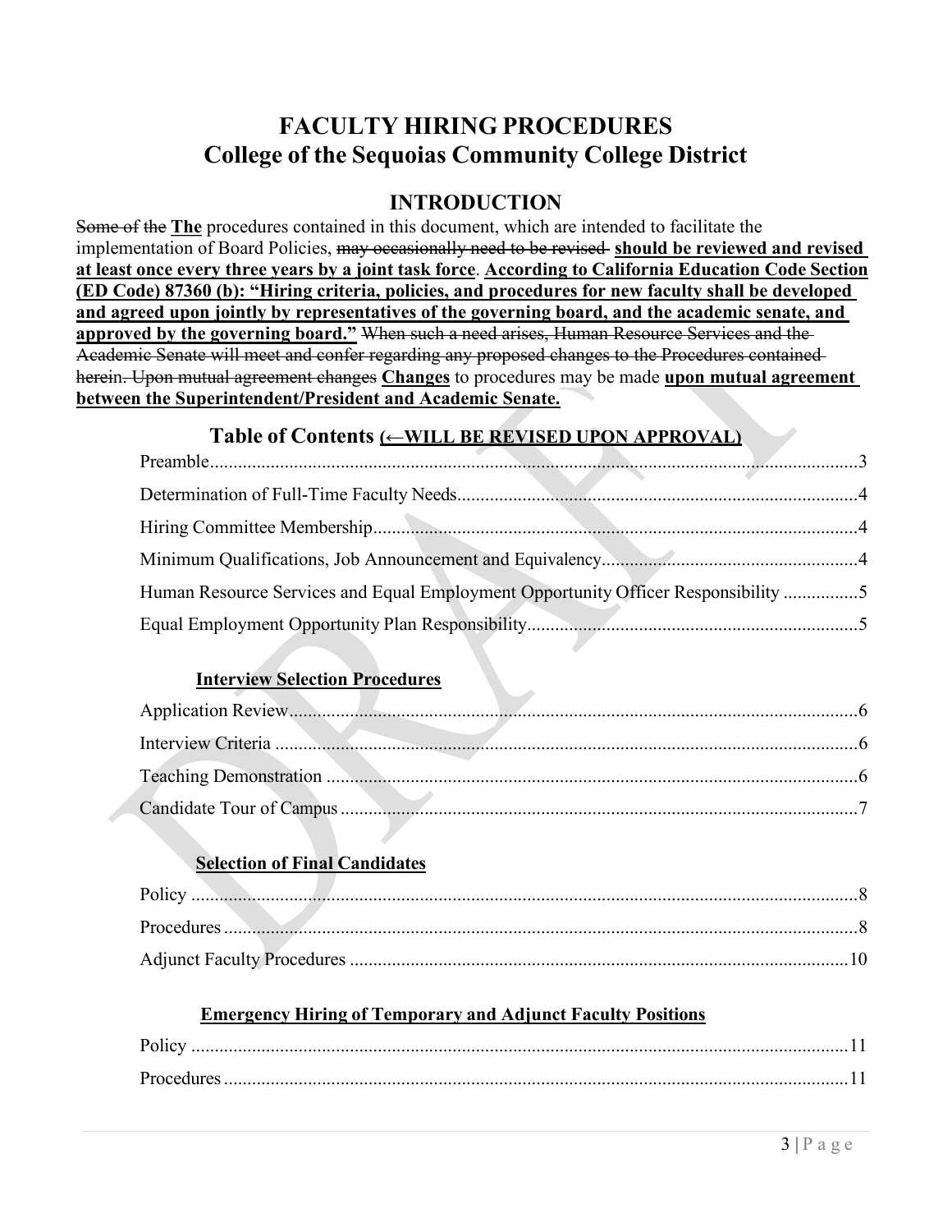# FACULTY HIRING PROCEDURES
# College of the Sequoias Community College District

## INTRODUCTION

~~Some of the~~ **The** procedures contained in this document, which are intended to facilitate the implementation of Board Policies, ~~may occasionally need to be revised~~ **should be reviewed and revised at least once every three years by a joint task force**. **According to California Education Code Section (ED Code) 87360 (b): "Hiring criteria, policies, and procedures for new faculty shall be developed and agreed upon jointly by representatives of the governing board, and the academic senate, and approved by the governing board."** ~~When such a need arises, Human Resource Services and the Academic Senate will meet and confer regarding any proposed changes to the Procedures contained herein. Upon mutual agreement changes~~ **Changes** to procedures may be made **upon mutual agreement between the Superintendent/President and Academic Senate.**

## Table of Contents (←WILL BE REVISED UPON APPROVAL)

Preamble....................3

Determination of Full-Time Faculty Needs....................4

Hiring Committee Membership....................4

Minimum Qualifications, Job Announcement and Equivalency....................4

Human Resource Services and Equal Employment Opportunity Officer Responsibility....................5

Equal Employment Opportunity Plan Responsibility....................5

**Interview Selection Procedures**

Application Review....................6

Interview Criteria....................6

Teaching Demonstration....................6

Candidate Tour of Campus....................7

**Selection of Final Candidates**

Policy....................8

Procedures....................8

Adjunct Faculty Procedures....................10

**Emergency Hiring of Temporary and Adjunct Faculty Positions**

Policy....................11

Procedures....................11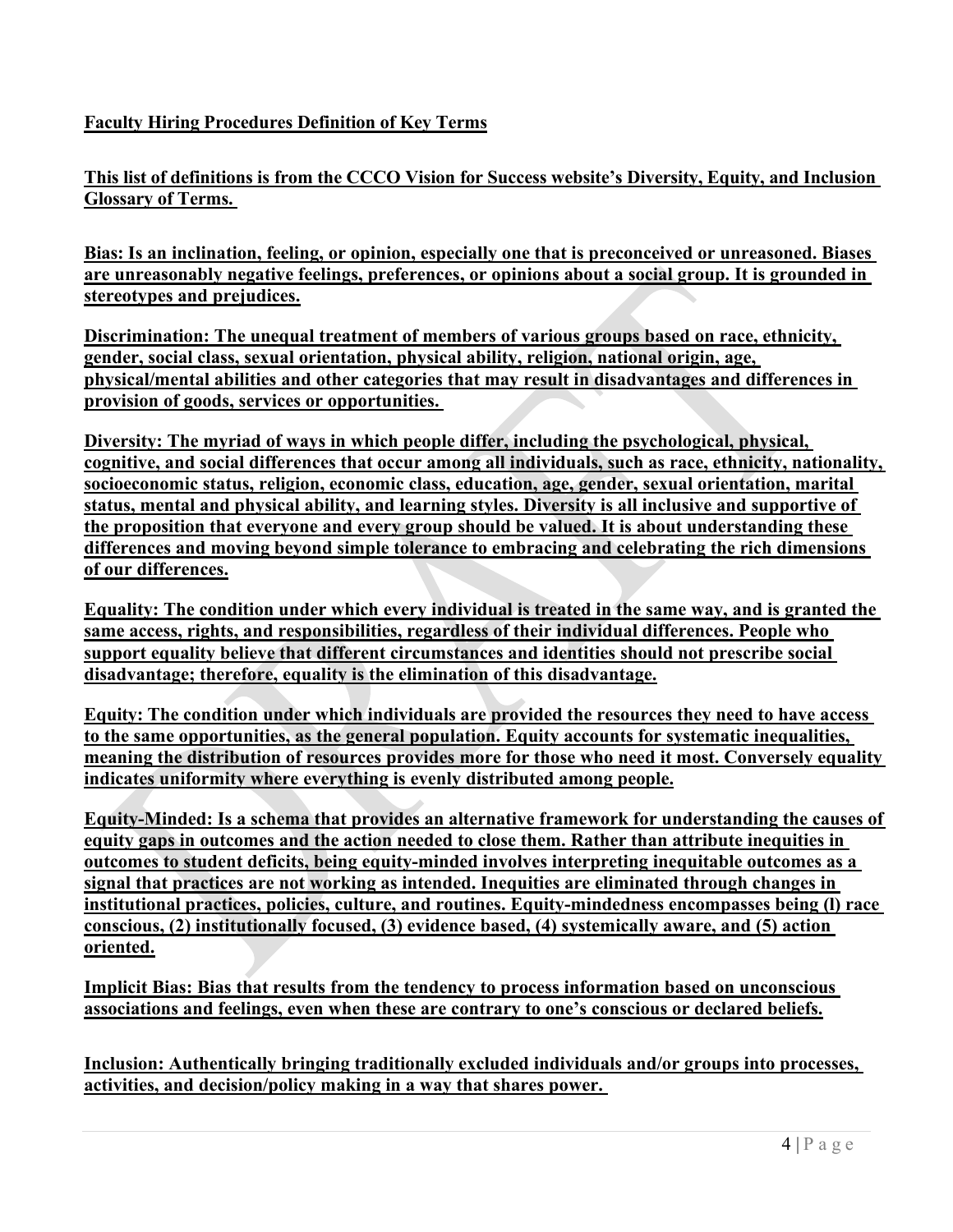**Faculty Hiring Procedures Definition of Key Terms**

**This list of definitions is from the CCCO Vision for Success website's Diversity, Equity, and Inclusion Glossary of Terms.**

**Bias: Is an inclination, feeling, or opinion, especially one that is preconceived or unreasoned. Biases are unreasonably negative feelings, preferences, or opinions about a social group. It is grounded in stereotypes and prejudices.**

**Discrimination: The unequal treatment of members of various groups based on race, ethnicity, gender, social class, sexual orientation, physical ability, religion, national origin, age, physical/mental abilities and other categories that may result in disadvantages and differences in provision of goods, services or opportunities.**

**Diversity: The myriad of ways in which people differ, including the psychological, physical, cognitive, and social differences that occur among all individuals, such as race, ethnicity, nationality, socioeconomic status, religion, economic class, education, age, gender, sexual orientation, marital status, mental and physical ability, and learning styles. Diversity is all inclusive and supportive of the proposition that everyone and every group should be valued. It is about understanding these differences and moving beyond simple tolerance to embracing and celebrating the rich dimensions of our differences.**

**Equality: The condition under which every individual is treated in the same way, and is granted the same access, rights, and responsibilities, regardless of their individual differences. People who support equality believe that different circumstances and identities should not prescribe social disadvantage; therefore, equality is the elimination of this disadvantage.**

**Equity: The condition under which individuals are provided the resources they need to have access to the same opportunities, as the general population. Equity accounts for systematic inequalities, meaning the distribution of resources provides more for those who need it most. Conversely equality indicates uniformity where everything is evenly distributed among people.**

**Equity-Minded: Is a schema that provides an alternative framework for understanding the causes of equity gaps in outcomes and the action needed to close them. Rather than attribute inequities in outcomes to student deficits, being equity-minded involves interpreting inequitable outcomes as a signal that practices are not working as intended. Inequities are eliminated through changes in institutional practices, policies, culture, and routines. Equity-mindedness encompasses being (l) race conscious, (2) institutionally focused, (3) evidence based, (4) systemically aware, and (5) action oriented.**

**Implicit Bias: Bias that results from the tendency to process information based on unconscious associations and feelings, even when these are contrary to one's conscious or declared beliefs.**

**Inclusion: Authentically bringing traditionally excluded individuals and/or groups into processes, activities, and decision/policy making in a way that shares power.**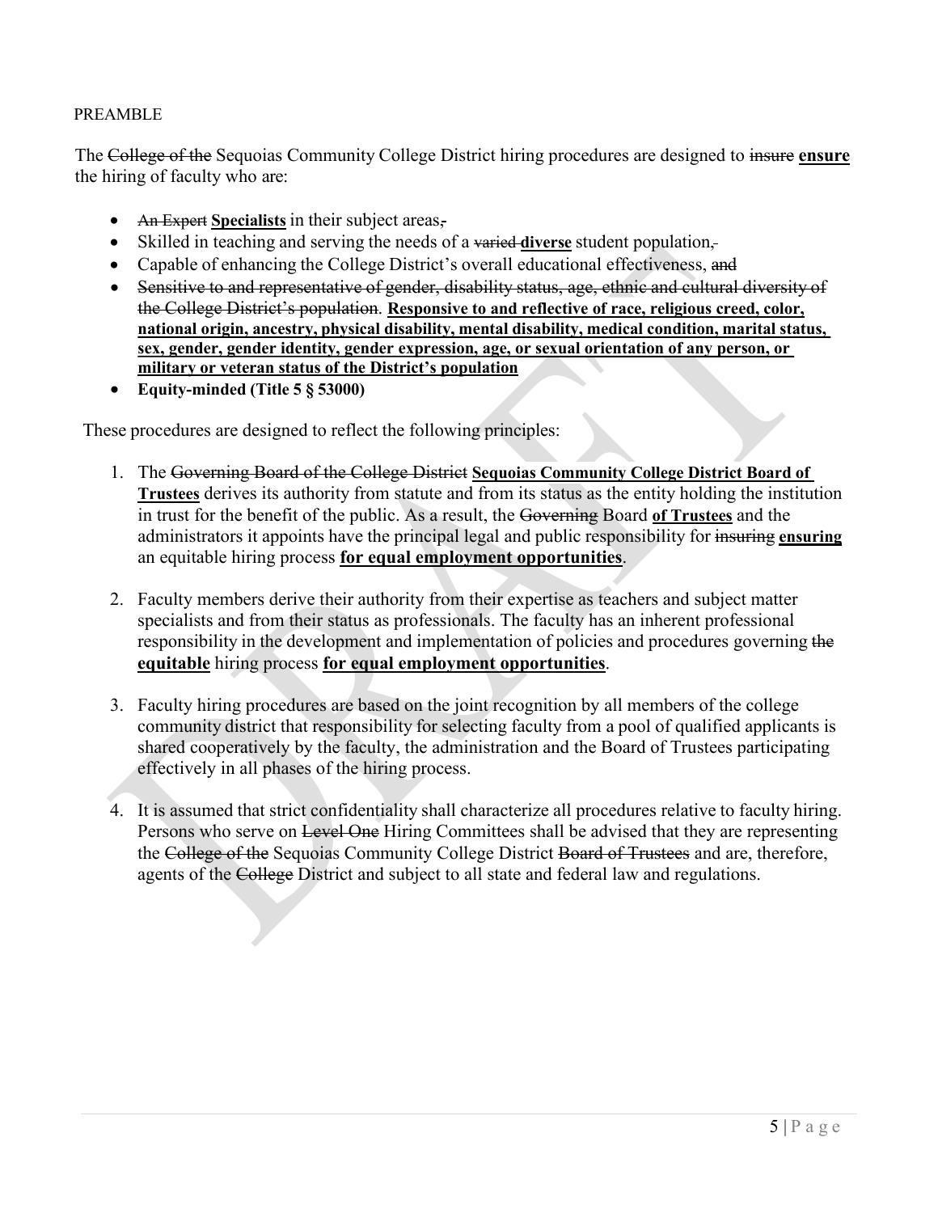PREAMBLE

The ~~College of the~~ Sequoias Community College District hiring procedures are designed to ~~insure~~ **ensure** the hiring of faculty who are:

- ~~An Expert~~ **Specialists** in their subject areas~~,~~
- Skilled in teaching and serving the needs of a ~~varied~~ **diverse** student population~~,~~
- Capable of enhancing the College District's overall educational effectiveness, ~~and~~
- ~~Sensitive to and representative of gender, disability status, age, ethnic and cultural diversity of the College District's population~~. **Responsive to and reflective of race, religious creed, color, national origin, ancestry, physical disability, mental disability, medical condition, marital status, sex, gender, gender identity, gender expression, age, or sexual orientation of any person, or military or veteran status of the District's population**
- **Equity-minded (Title 5 § 53000)**

These procedures are designed to reflect the following principles:

1. The ~~Governing Board of the College District~~ **Sequoias Community College District Board of Trustees** derives its authority from statute and from its status as the entity holding the institution in trust for the benefit of the public. As a result, the ~~Governing~~ Board **of Trustees** and the administrators it appoints have the principal legal and public responsibility for ~~insuring~~ **ensuring** an equitable hiring process **for equal employment opportunities**.

2. Faculty members derive their authority from their expertise as teachers and subject matter specialists and from their status as professionals. The faculty has an inherent professional responsibility in the development and implementation of policies and procedures governing ~~the~~ **equitable** hiring process **for equal employment opportunities**.

3. Faculty hiring procedures are based on the joint recognition by all members of the college community district that responsibility for selecting faculty from a pool of qualified applicants is shared cooperatively by the faculty, the administration and the Board of Trustees participating effectively in all phases of the hiring process.

4. It is assumed that strict confidentiality shall characterize all procedures relative to faculty hiring. Persons who serve on ~~Level One~~ Hiring Committees shall be advised that they are representing the ~~College of the~~ Sequoias Community College District ~~Board of Trustees~~ and are, therefore, agents of the ~~College~~ District and subject to all state and federal law and regulations.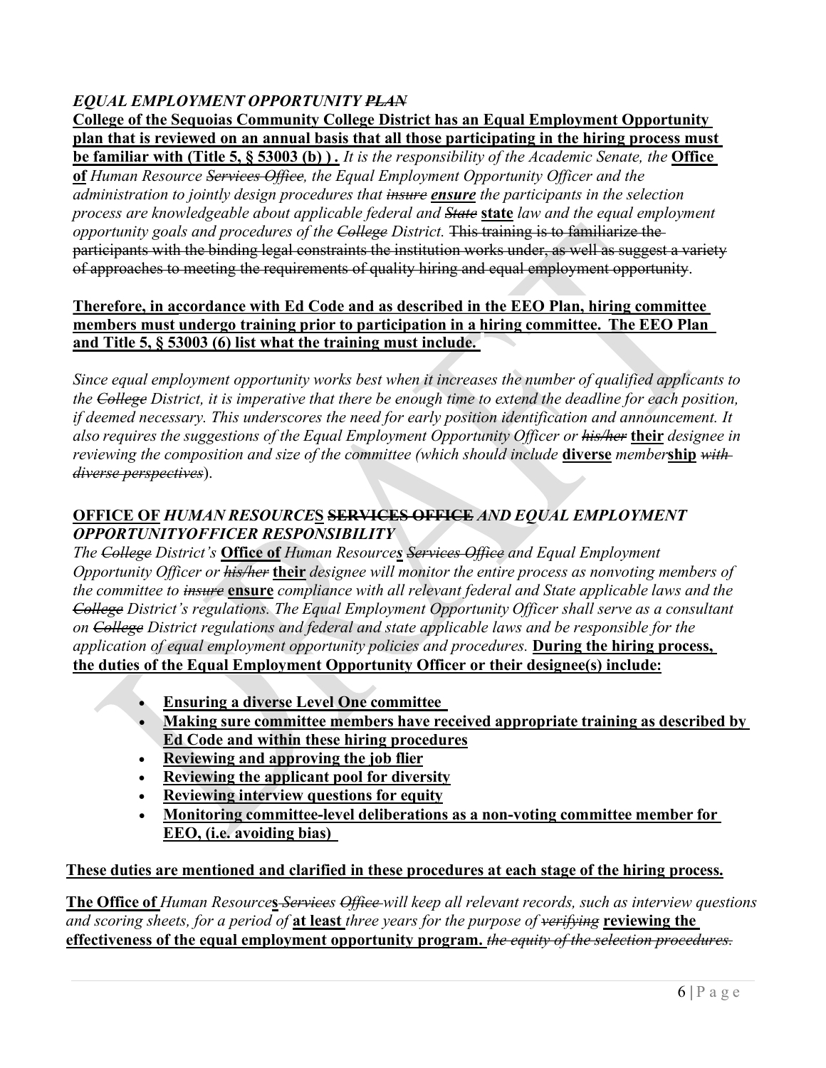***EQUAL EMPLOYMENT OPPORTUNITY ~~PLAN~~***

**College of the Sequoias Community College District has an Equal Employment Opportunity plan that is reviewed on an annual basis that all those participating in the hiring process must be familiar with (Title 5, § 53003 (b) ) .** *It is the responsibility of the Academic Senate, the* **Office of** *Human Resource ~~Services Office~~, the Equal Employment Opportunity Officer and the administration to jointly design procedures that ~~insure~~ **ensure** the participants in the selection process are knowledgeable about applicable federal and ~~State~~* **state** *law and the equal employment opportunity goals and procedures of the ~~College~~ District.* ~~This training is to familiarize the participants with the binding legal constraints the institution works under, as well as suggest a variety of approaches to meeting the requirements of quality hiring and equal employment opportunity~~.

**Therefore, in accordance with Ed Code and as described in the EEO Plan, hiring committee members must undergo training prior to participation in a hiring committee. The EEO Plan and Title 5, § 53003 (6) list what the training must include.**

*Since equal employment opportunity works best when it increases the number of qualified applicants to the ~~College~~ District, it is imperative that there be enough time to extend the deadline for each position, if deemed necessary. This underscores the need for early position identification and announcement. It also requires the suggestions of the Equal Employment Opportunity Officer or ~~his/her~~* **their** *designee in reviewing the composition and size of the committee (which should include* **diverse** *member***ship** *~~with diverse perspectives~~*).

**OFFICE OF** ***HUMAN RESOURCE*S** ~~**SERVICES OFFICE**~~ ***AND EQUAL EMPLOYMENT OPPORTUNITYOFFICER RESPONSIBILITY***

*The ~~College~~ District's* **Office of** *Human Resource**s** ~~Services Office~~ and Equal Employment Opportunity Officer or ~~his/her~~* **their** *designee will monitor the entire process as nonvoting members of the committee to ~~insure~~* **ensure** *compliance with all relevant federal and State applicable laws and the ~~College~~ District's regulations. The Equal Employment Opportunity Officer shall serve as a consultant on ~~College~~ District regulations and federal and state applicable laws and be responsible for the application of equal employment opportunity policies and procedures.* **During the hiring process, the duties of the Equal Employment Opportunity Officer or their designee(s) include:**

- **Ensuring a diverse Level One committee**
- **Making sure committee members have received appropriate training as described by Ed Code and within these hiring procedures**
- **Reviewing and approving the job flier**
- **Reviewing the applicant pool for diversity**
- **Reviewing interview questions for equity**
- **Monitoring committee-level deliberations as a non-voting committee member for EEO, (i.e. avoiding bias)**

**These duties are mentioned and clarified in these procedures at each stage of the hiring process.**

**The Office of** *Human Resource***s** *~~Services Office~~ will keep all relevant records, such as interview questions and scoring sheets, for a period of* **at least** *three years for the purpose of ~~verifying~~* **reviewing the effectiveness of the equal employment opportunity program.** *~~the equity of the selection procedures.~~*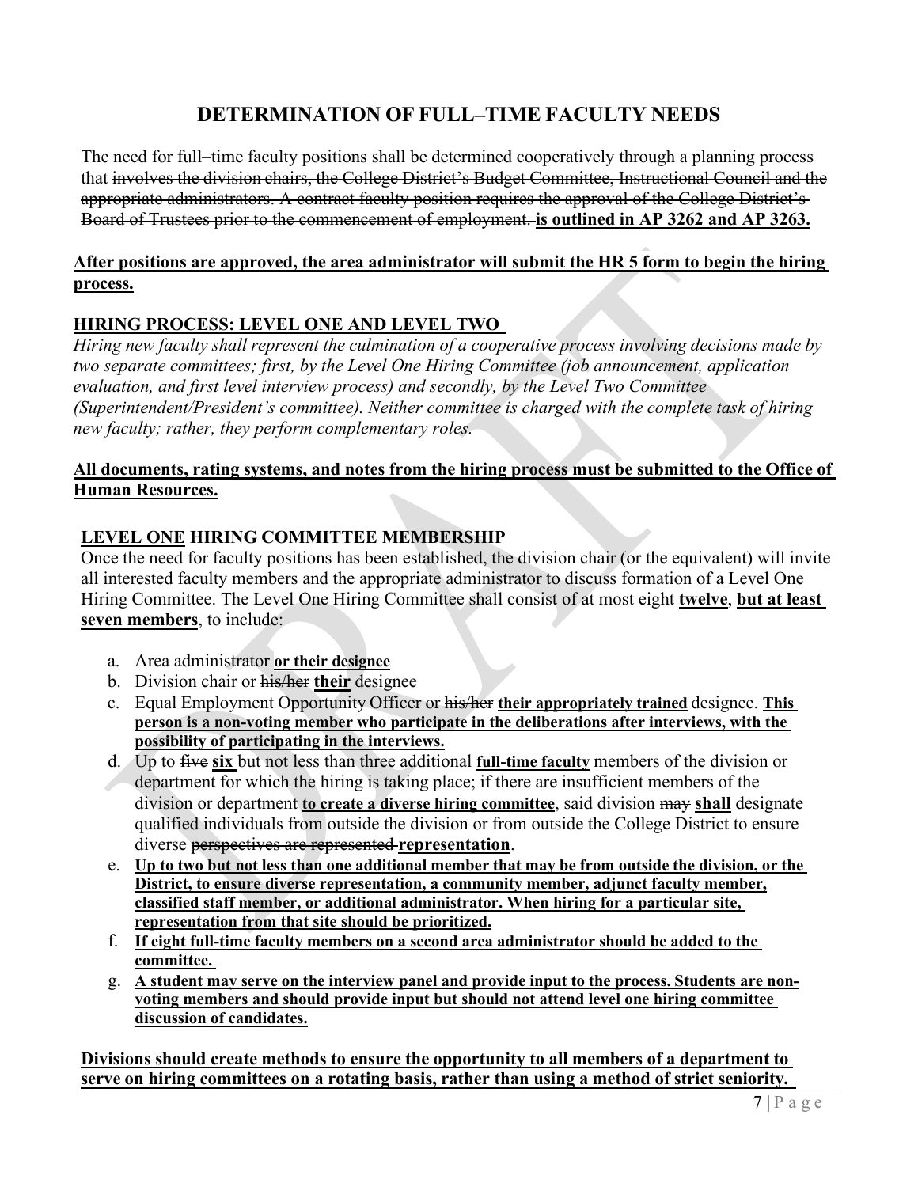# DETERMINATION OF FULL–TIME FACULTY NEEDS

The need for full–time faculty positions shall be determined cooperatively through a planning process that ~~involves the division chairs, the College District's Budget Committee, Instructional Council and the appropriate administrators. A contract faculty position requires the approval of the College District's Board of Trustees prior to the commencement of employment.~~ **is outlined in AP 3262 and AP 3263.**

**After positions are approved, the area administrator will submit the HR 5 form to begin the hiring process.**

## HIRING PROCESS: LEVEL ONE AND LEVEL TWO

*Hiring new faculty shall represent the culmination of a cooperative process involving decisions made by two separate committees; first, by the Level One Hiring Committee (job announcement, application evaluation, and first level interview process) and secondly, by the Level Two Committee (Superintendent/President's committee). Neither committee is charged with the complete task of hiring new faculty; rather, they perform complementary roles.*

**All documents, rating systems, and notes from the hiring process must be submitted to the Office of Human Resources.**

## LEVEL ONE HIRING COMMITTEE MEMBERSHIP

Once the need for faculty positions has been established, the division chair (or the equivalent) will invite all interested faculty members and the appropriate administrator to discuss formation of a Level One Hiring Committee. The Level One Hiring Committee shall consist of at most ~~eight~~ **twelve**, **but at least seven members**, to include:

a. Area administrator **or their designee**
b. Division chair or ~~his/her~~ **their** designee
c. Equal Employment Opportunity Officer or ~~his/her~~ **their appropriately trained** designee. **This person is a non-voting member who participate in the deliberations after interviews, with the possibility of participating in the interviews.**
d. Up to ~~five~~ **six** but not less than three additional **full-time faculty** members of the division or department for which the hiring is taking place; if there are insufficient members of the division or department **to create a diverse hiring committee**, said division ~~may~~ **shall** designate qualified individuals from outside the division or from outside the ~~College~~ District to ensure diverse ~~perspectives are represented~~ **representation**.
e. **Up to two but not less than one additional member that may be from outside the division, or the District, to ensure diverse representation, a community member, adjunct faculty member, classified staff member, or additional administrator. When hiring for a particular site, representation from that site should be prioritized.**
f. **If eight full-time faculty members on a second area administrator should be added to the committee.**
g. **A student may serve on the interview panel and provide input to the process. Students are non-voting members and should provide input but should not attend level one hiring committee discussion of candidates.**

**Divisions should create methods to ensure the opportunity to all members of a department to serve on hiring committees on a rotating basis, rather than using a method of strict seniority.**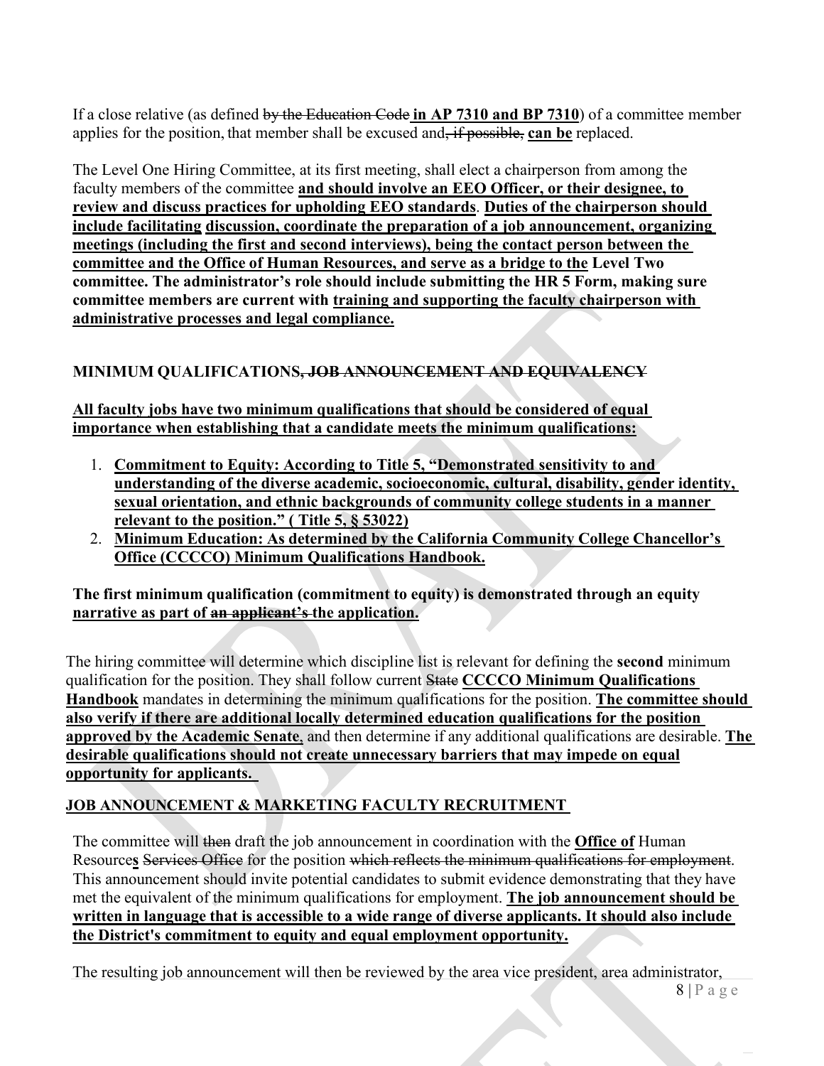If a close relative (as defined ~~by the Education Code~~ **in AP 7310 and BP 7310**) of a committee member applies for the position, that member shall be excused and~~, if possible,~~ **can be** replaced.

The Level One Hiring Committee, at its first meeting, shall elect a chairperson from among the faculty members of the committee **and should involve an EEO Officer, or their designee, to review and discuss practices for upholding EEO standards**. **Duties of the chairperson should include facilitating discussion, coordinate the preparation of a job announcement, organizing meetings (including the first and second interviews), being the contact person between the committee and the Office of Human Resources, and serve as a bridge to the Level Two committee. The administrator's role should include submitting the HR 5 Form, making sure committee members are current with training and supporting the faculty chairperson with administrative processes and legal compliance.**

## MINIMUM QUALIFICATIONS~~, JOB ANNOUNCEMENT AND EQUIVALENCY~~

**All faculty jobs have two minimum qualifications that should be considered of equal importance when establishing that a candidate meets the minimum qualifications:**

1. **Commitment to Equity: According to Title 5, "Demonstrated sensitivity to and understanding of the diverse academic, socioeconomic, cultural, disability, gender identity, sexual orientation, and ethnic backgrounds of community college students in a manner relevant to the position." ( Title 5, § 53022)**
2. **Minimum Education: As determined by the California Community College Chancellor's Office (CCCCO) Minimum Qualifications Handbook.**

**The first minimum qualification (commitment to equity) is demonstrated through an equity narrative as part of ~~an applicant's~~ the application.**

The hiring committee will determine which discipline list is relevant for defining the **second** minimum qualification for the position. They shall follow current ~~State~~ **CCCCO Minimum Qualifications Handbook** mandates in determining the minimum qualifications for the position. **The committee should also verify if there are additional locally determined education qualifications for the position approved by the Academic Senate**, and then determine if any additional qualifications are desirable. **The desirable qualifications should not create unnecessary barriers that may impede on equal opportunity for applicants.**

## JOB ANNOUNCEMENT & MARKETING FACULTY RECRUITMENT

The committee will ~~then~~ draft the job announcement in coordination with the **Office of** Human Resource**s** ~~Services Office~~ for the position ~~which reflects the minimum qualifications for employment~~. This announcement should invite potential candidates to submit evidence demonstrating that they have met the equivalent of the minimum qualifications for employment. **The job announcement should be written in language that is accessible to a wide range of diverse applicants. It should also include the District's commitment to equity and equal employment opportunity.**

The resulting job announcement will then be reviewed by the area vice president, area administrator,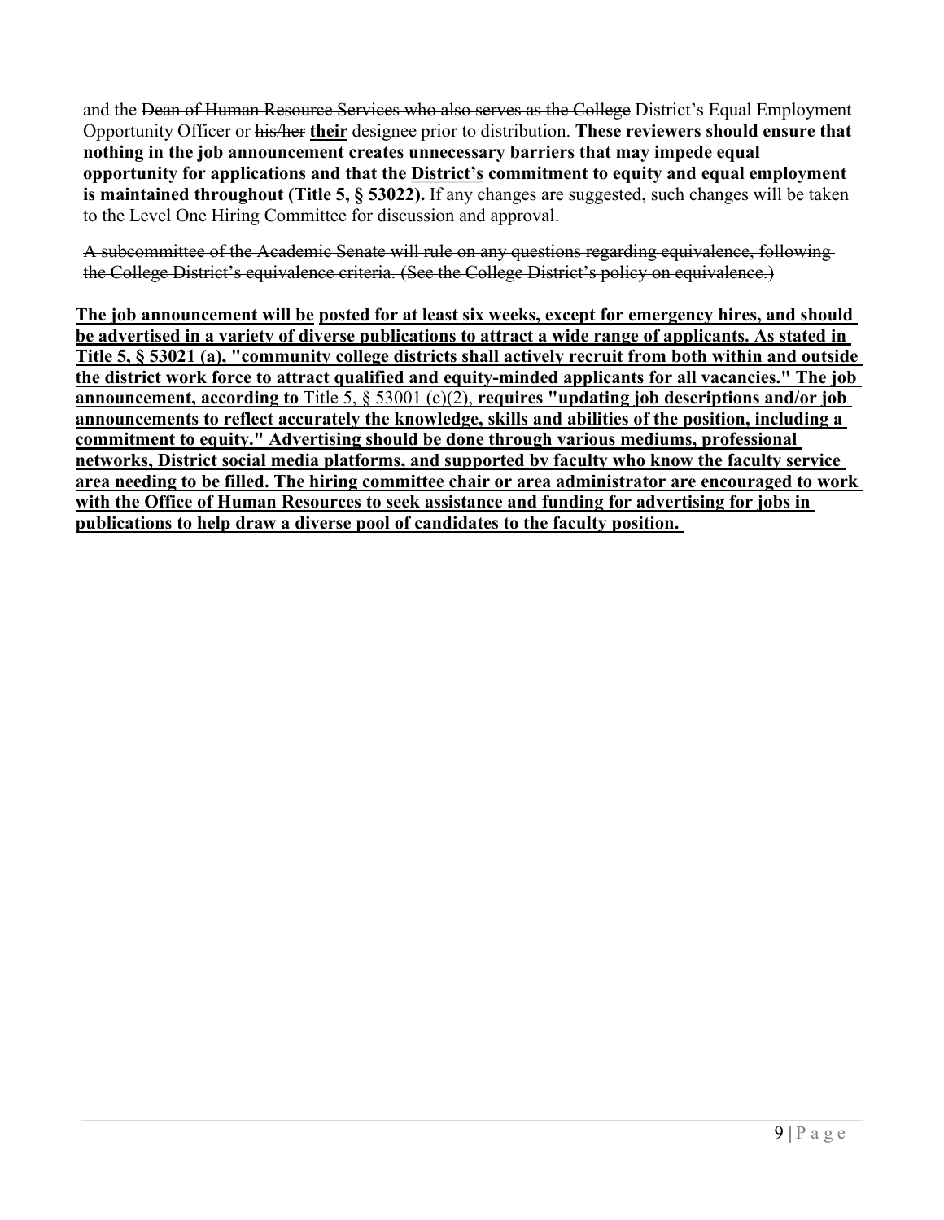and the ~~Dean of Human Resource Services who also serves as the College~~ District's Equal Employment Opportunity Officer or ~~his/her~~ **<u>their</u>** designee prior to distribution. **These reviewers should ensure that nothing in the job announcement creates unnecessary barriers that may impede equal opportunity for applications and that the District's commitment to equity and equal employment is maintained throughout (Title 5, § 53022).** If any changes are suggested, such changes will be taken to the Level One Hiring Committee for discussion and approval.

~~A subcommittee of the Academic Senate will rule on any questions regarding equivalence, following the College District's equivalence criteria. (See the College District's policy on equivalence.)~~

**<u>The job announcement will be posted for at least six weeks, except for emergency hires, and should be advertised in a variety of diverse publications to attract a wide range of applicants. As stated in Title 5, § 53021 (a), "community college districts shall actively recruit from both within and outside the district work force to attract qualified and equity-minded applicants for all vacancies." The job announcement, according to</u>** <u>Title 5, § 53001 (c)(2),</u> **<u>requires "updating job descriptions and/or job announcements to reflect accurately the knowledge, skills and abilities of the position, including a commitment to equity." Advertising should be done through various mediums, professional networks, District social media platforms, and supported by faculty who know the faculty service area needing to be filled. The hiring committee chair or area administrator are encouraged to work with the Office of Human Resources to seek assistance and funding for advertising for jobs in publications to help draw a diverse pool of candidates to the faculty position.</u>**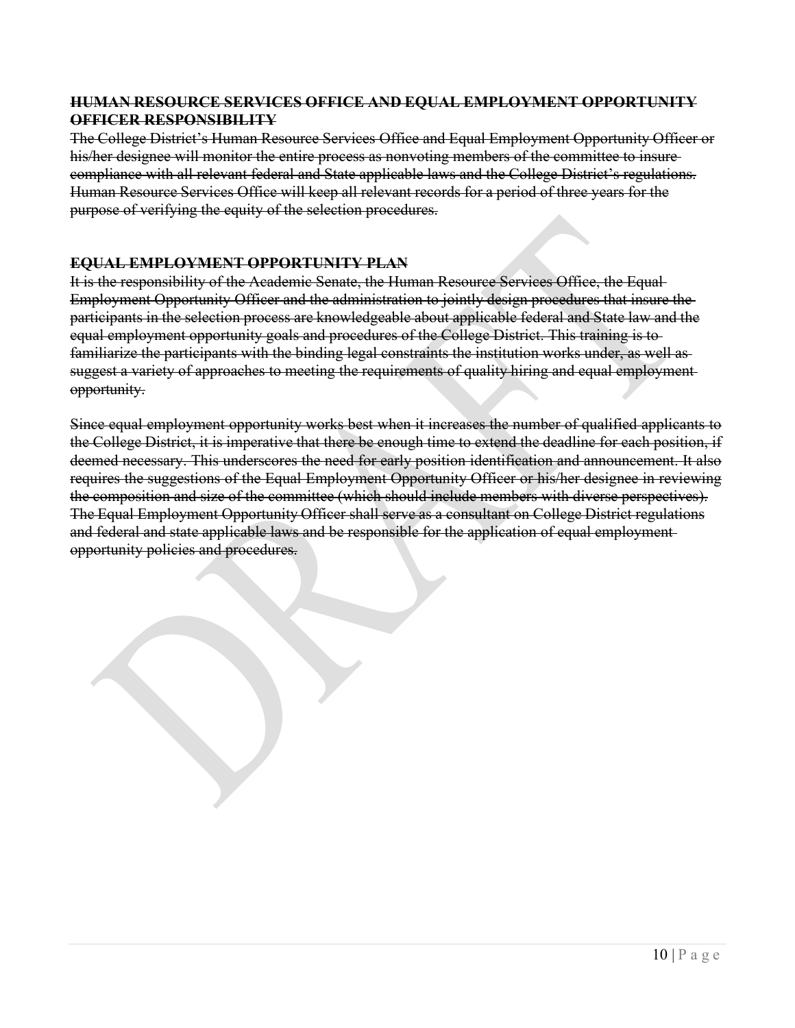## ~~HUMAN RESOURCE SERVICES OFFICE AND EQUAL EMPLOYMENT OPPORTUNITY OFFICER RESPONSIBILITY~~

~~The College District's Human Resource Services Office and Equal Employment Opportunity Officer or his/her designee will monitor the entire process as nonvoting members of the committee to insure compliance with all relevant federal and State applicable laws and the College District's regulations. Human Resource Services Office will keep all relevant records for a period of three years for the purpose of verifying the equity of the selection procedures.~~

## ~~EQUAL EMPLOYMENT OPPORTUNITY PLAN~~

~~It is the responsibility of the Academic Senate, the Human Resource Services Office, the Equal Employment Opportunity Officer and the administration to jointly design procedures that insure the participants in the selection process are knowledgeable about applicable federal and State law and the equal employment opportunity goals and procedures of the College District. This training is to familiarize the participants with the binding legal constraints the institution works under, as well as suggest a variety of approaches to meeting the requirements of quality hiring and equal employment opportunity.~~

~~Since equal employment opportunity works best when it increases the number of qualified applicants to the College District, it is imperative that there be enough time to extend the deadline for each position, if deemed necessary. This underscores the need for early position identification and announcement. It also requires the suggestions of the Equal Employment Opportunity Officer or his/her designee in reviewing the composition and size of the committee (which should include members with diverse perspectives). The Equal Employment Opportunity Officer shall serve as a consultant on College District regulations and federal and state applicable laws and be responsible for the application of equal employment opportunity policies and procedures.~~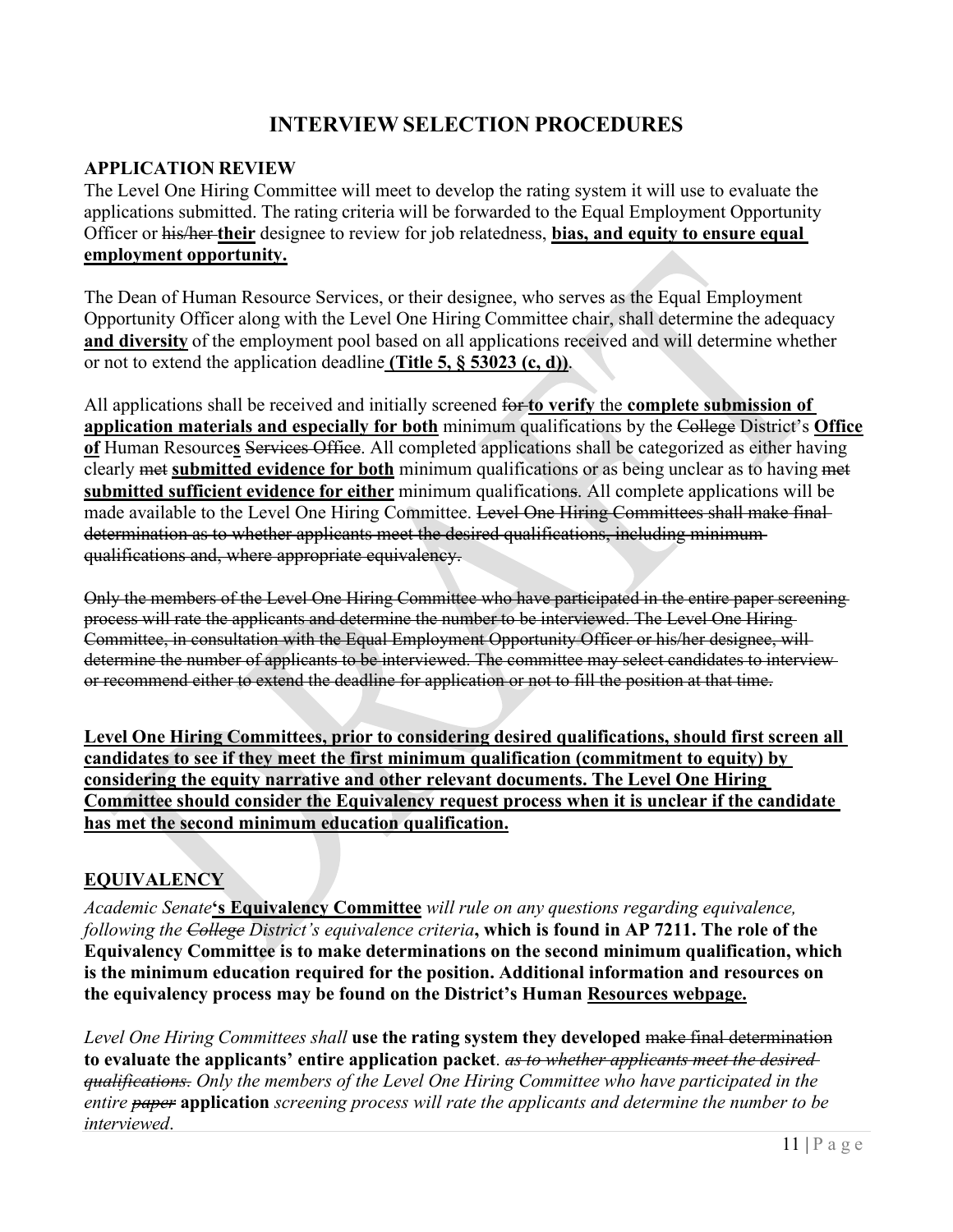## INTERVIEW SELECTION PROCEDURES

**APPLICATION REVIEW**

The Level One Hiring Committee will meet to develop the rating system it will use to evaluate the applications submitted. The rating criteria will be forwarded to the Equal Employment Opportunity Officer or ~~his/her~~ **their** designee to review for job relatedness, **bias, and equity to ensure equal employment opportunity.**

The Dean of Human Resource Services, or their designee, who serves as the Equal Employment Opportunity Officer along with the Level One Hiring Committee chair, shall determine the adequacy **and diversity** of the employment pool based on all applications received and will determine whether or not to extend the application deadline **(Title 5, § 53023 (c, d))**.

All applications shall be received and initially screened ~~for~~ **to verify** the **complete submission of application materials and especially for both** minimum qualifications by the ~~College~~ District's **Office of** Human Resource**s** ~~Services Office~~. All completed applications shall be categorized as either having clearly ~~met~~ **submitted evidence for both** minimum qualifications or as being unclear as to having ~~met~~ **submitted sufficient evidence for either** minimum qualifications. All complete applications will be made available to the Level One Hiring Committee. ~~Level One Hiring Committees shall make final determination as to whether applicants meet the desired qualifications, including minimum qualifications and, where appropriate equivalency.~~

~~Only the members of the Level One Hiring Committee who have participated in the entire paper screening process will rate the applicants and determine the number to be interviewed. The Level One Hiring Committee, in consultation with the Equal Employment Opportunity Officer or his/her designee, will determine the number of applicants to be interviewed. The committee may select candidates to interview or recommend either to extend the deadline for application or not to fill the position at that time.~~

**Level One Hiring Committees, prior to considering desired qualifications, should first screen all candidates to see if they meet the first minimum qualification (commitment to equity) by considering the equity narrative and other relevant documents. The Level One Hiring Committee should consider the Equivalency request process when it is unclear if the candidate has met the second minimum education qualification.**

**EQUIVALENCY**

*Academic Senate***'s Equivalency Committee** *will rule on any questions regarding equivalence, following the ~~College~~ District's equivalence criteria***, which is found in AP 7211. The role of the Equivalency Committee is to make determinations on the second minimum qualification, which is the minimum education required for the position. Additional information and resources on the equivalency process may be found on the District's Human Resources webpage.**

*Level One Hiring Committees shall* **use the rating system they developed** ~~make final determination~~ **to evaluate the applicants' entire application packet**. *~~as to whether applicants meet the desired qualifications.~~ Only the members of the Level One Hiring Committee who have participated in the entire ~~paper~~* **application** *screening process will rate the applicants and determine the number to be interviewed*.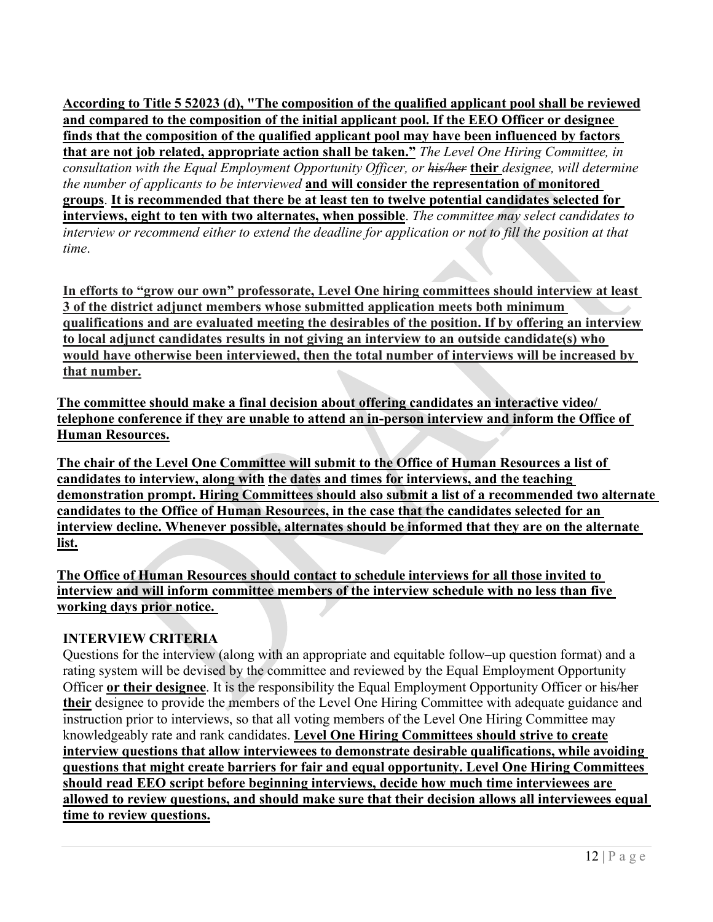**According to Title 5 52023 (d), "The composition of the qualified applicant pool shall be reviewed and compared to the composition of the initial applicant pool. If the EEO Officer or designee finds that the composition of the qualified applicant pool may have been influenced by factors that are not job related, appropriate action shall be taken."** *The Level One Hiring Committee, in consultation with the Equal Employment Opportunity Officer, or ~~his/her~~* **their** *designee, will determine the number of applicants to be interviewed* **and will consider the representation of monitored groups**. **It is recommended that there be at least ten to twelve potential candidates selected for interviews, eight to ten with two alternates, when possible**. *The committee may select candidates to interview or recommend either to extend the deadline for application or not to fill the position at that time*.

**In efforts to "grow our own" professorate, Level One hiring committees should interview at least 3 of the district adjunct members whose submitted application meets both minimum qualifications and are evaluated meeting the desirables of the position. If by offering an interview to local adjunct candidates results in not giving an interview to an outside candidate(s) who would have otherwise been interviewed, then the total number of interviews will be increased by that number.**

**The committee should make a final decision about offering candidates an interactive video/ telephone conference if they are unable to attend an in-person interview and inform the Office of Human Resources.**

**The chair of the Level One Committee will submit to the Office of Human Resources a list of candidates to interview, along with the dates and times for interviews, and the teaching demonstration prompt. Hiring Committees should also submit a list of a recommended two alternate candidates to the Office of Human Resources, in the case that the candidates selected for an interview decline. Whenever possible, alternates should be informed that they are on the alternate list.**

**The Office of Human Resources should contact to schedule interviews for all those invited to interview and will inform committee members of the interview schedule with no less than five working days prior notice.**

### INTERVIEW CRITERIA

Questions for the interview (along with an appropriate and equitable follow–up question format) and a rating system will be devised by the committee and reviewed by the Equal Employment Opportunity Officer **or their designee**. It is the responsibility the Equal Employment Opportunity Officer or ~~his/her~~ **their** designee to provide the members of the Level One Hiring Committee with adequate guidance and instruction prior to interviews, so that all voting members of the Level One Hiring Committee may knowledgeably rate and rank candidates. **Level One Hiring Committees should strive to create interview questions that allow interviewees to demonstrate desirable qualifications, while avoiding questions that might create barriers for fair and equal opportunity. Level One Hiring Committees should read EEO script before beginning interviews, decide how much time interviewees are allowed to review questions, and should make sure that their decision allows all interviewees equal time to review questions.**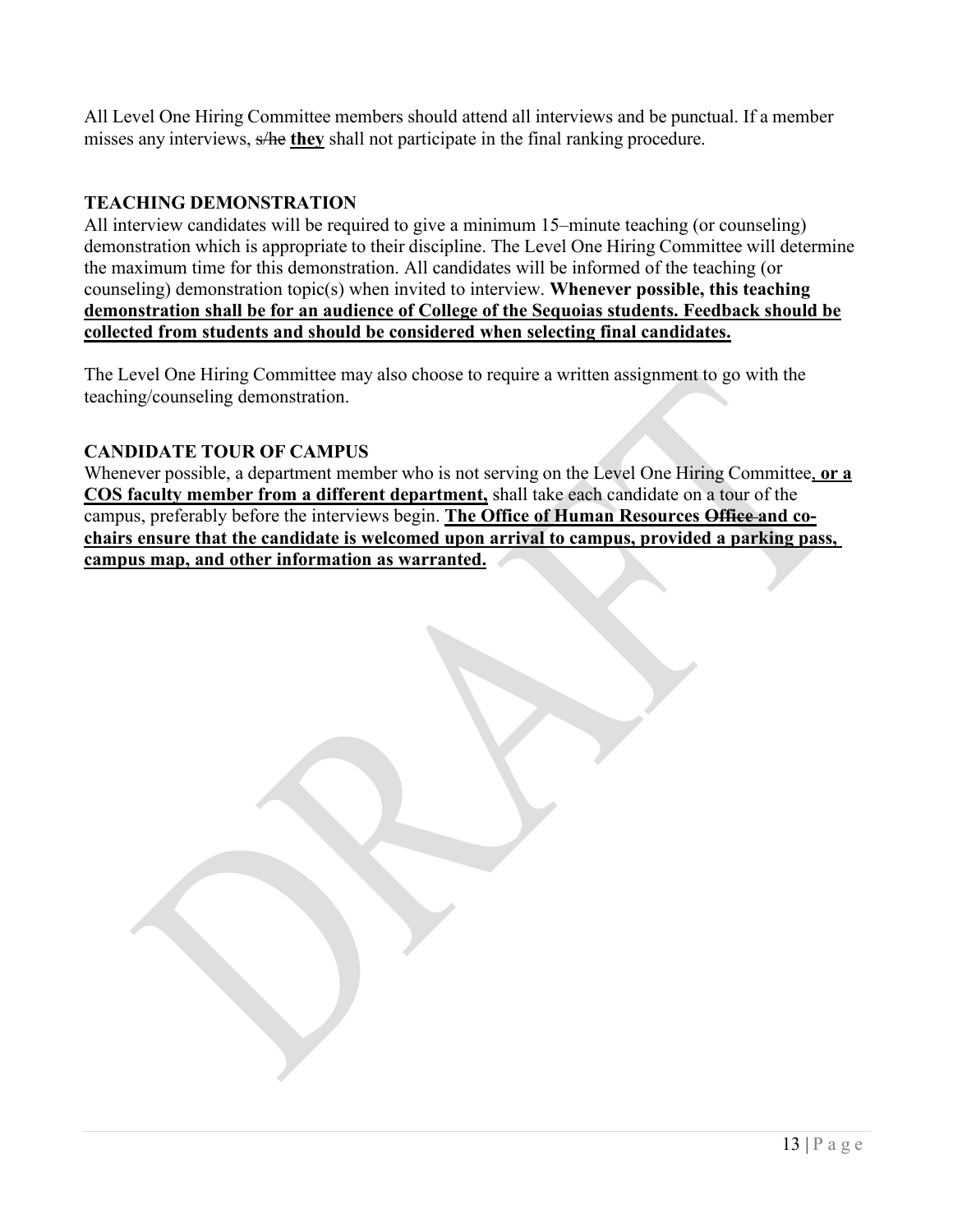All Level One Hiring Committee members should attend all interviews and be punctual. If a member misses any interviews, ~~s/he~~ **<u>they</u>** shall not participate in the final ranking procedure.

## TEACHING DEMONSTRATION

All interview candidates will be required to give a minimum 15–minute teaching (or counseling) demonstration which is appropriate to their discipline. The Level One Hiring Committee will determine the maximum time for this demonstration. All candidates will be informed of the teaching (or counseling) demonstration topic(s) when invited to interview. **<u>Whenever possible, this teaching demonstration shall be for an audience of College of the Sequoias students. Feedback should be collected from students and should be considered when selecting final candidates.</u>**

The Level One Hiring Committee may also choose to require a written assignment to go with the teaching/counseling demonstration.

## CANDIDATE TOUR OF CAMPUS

Whenever possible, a department member who is not serving on the Level One Hiring Committee**<u>, or a COS faculty member from a different department,</u>** shall take each candidate on a tour of the campus, preferably before the interviews begin. **<u>The Office of Human Resources ~~Office~~ and co-chairs ensure that the candidate is welcomed upon arrival to campus, provided a parking pass, campus map, and other information as warranted.</u>**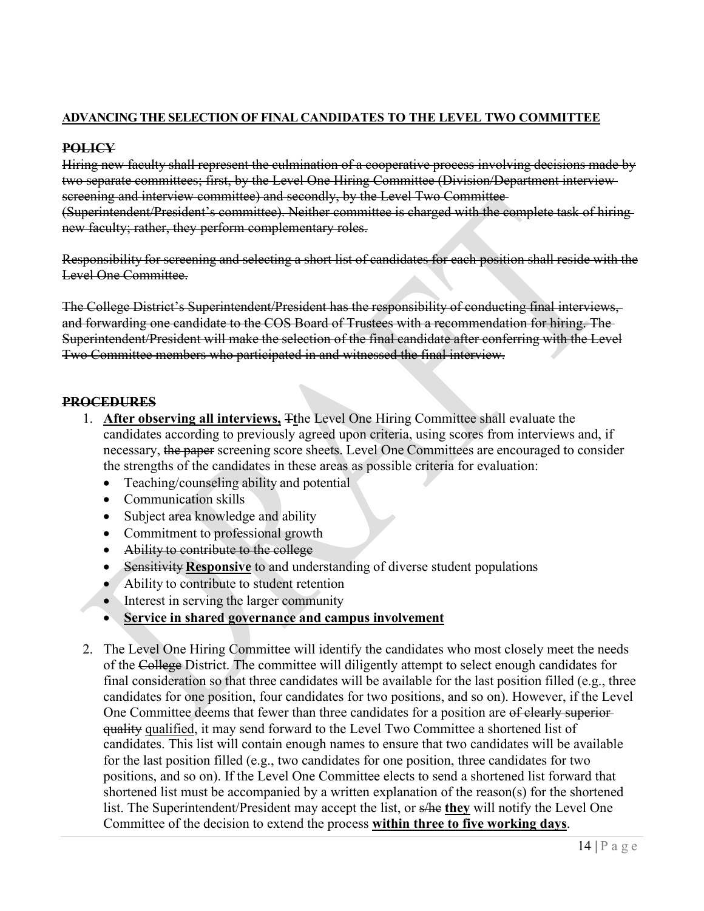**ADVANCING THE SELECTION OF FINAL CANDIDATES TO THE LEVEL TWO COMMITTEE**

~~**POLICY**~~

~~Hiring new faculty shall represent the culmination of a cooperative process involving decisions made by two separate committees; first, by the Level One Hiring Committee (Division/Department interview screening and interview committee) and secondly, by the Level Two Committee (Superintendent/President's committee). Neither committee is charged with the complete task of hiring new faculty; rather, they perform complementary roles.~~

~~Responsibility for screening and selecting a short list of candidates for each position shall reside with the Level One Committee.~~

~~The College District's Superintendent/President has the responsibility of conducting final interviews, and forwarding one candidate to the COS Board of Trustees with a recommendation for hiring. The Superintendent/President will make the selection of the final candidate after conferring with the Level Two Committee members who participated in and witnessed the final interview.~~

~~**PROCEDURES**~~

1. **After observing all interviews,** ~~T~~**t**he Level One Hiring Committee shall evaluate the candidates according to previously agreed upon criteria, using scores from interviews and, if necessary, ~~the paper~~ screening score sheets. Level One Committees are encouraged to consider the strengths of the candidates in these areas as possible criteria for evaluation:
   - Teaching/counseling ability and potential
   - Communication skills
   - Subject area knowledge and ability
   - Commitment to professional growth
   - ~~Ability to contribute to the college~~
   - ~~Sensitivity~~ **Responsive** to and understanding of diverse student populations
   - Ability to contribute to student retention
   - Interest in serving the larger community
   - **Service in shared governance and campus involvement**

2. The Level One Hiring Committee will identify the candidates who most closely meet the needs of the ~~College~~ District. The committee will diligently attempt to select enough candidates for final consideration so that three candidates will be available for the last position filled (e.g., three candidates for one position, four candidates for two positions, and so on). However, if the Level One Committee deems that fewer than three candidates for a position are ~~of clearly superior quality~~ qualified, it may send forward to the Level Two Committee a shortened list of candidates. This list will contain enough names to ensure that two candidates will be available for the last position filled (e.g., two candidates for one position, three candidates for two positions, and so on). If the Level One Committee elects to send a shortened list forward that shortened list must be accompanied by a written explanation of the reason(s) for the shortened list. The Superintendent/President may accept the list, or ~~s/he~~ **they** will notify the Level One Committee of the decision to extend the process **within three to five working days**.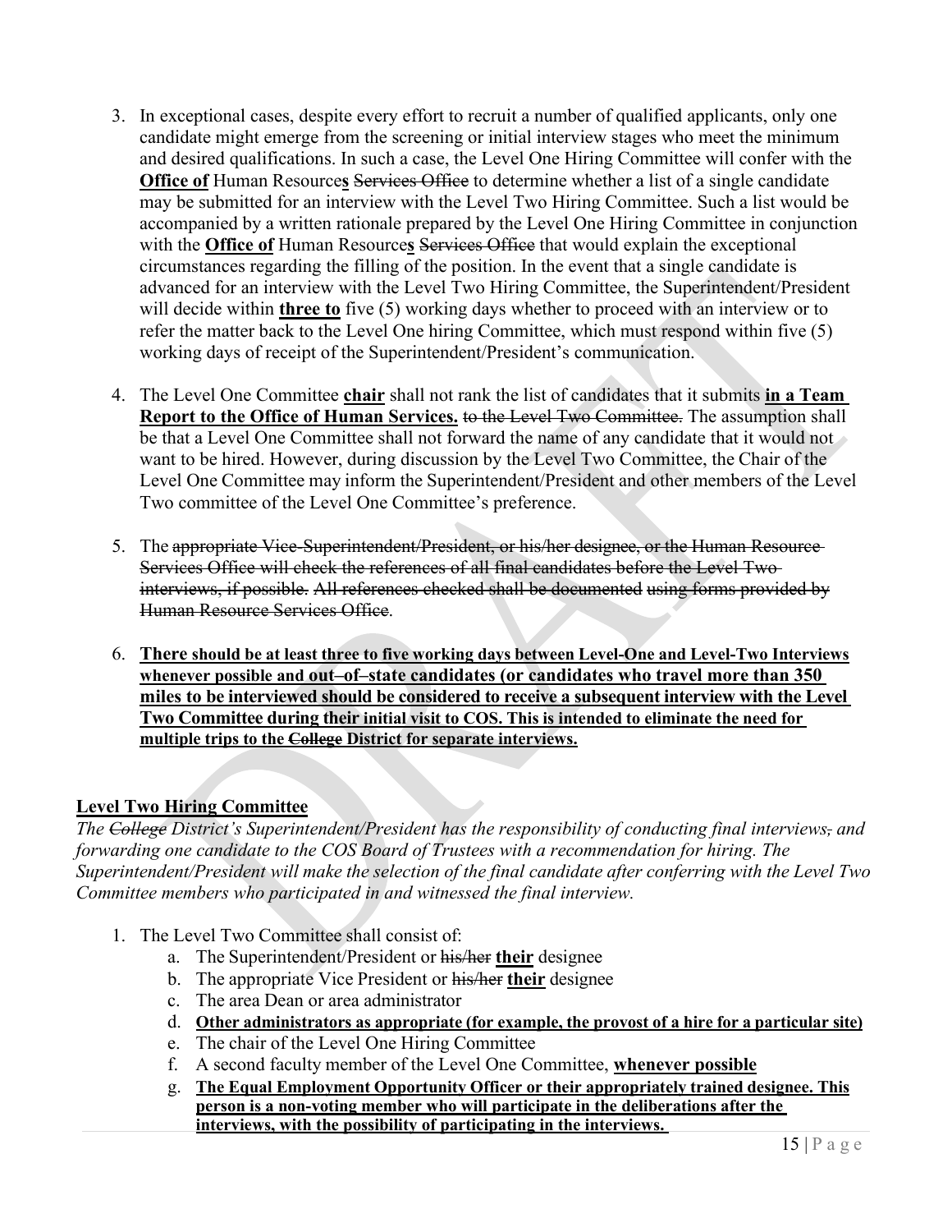3. In exceptional cases, despite every effort to recruit a number of qualified applicants, only one candidate might emerge from the screening or initial interview stages who meet the minimum and desired qualifications. In such a case, the Level One Hiring Committee will confer with the **Office of** Human Resource**s** ~~Services Office~~ to determine whether a list of a single candidate may be submitted for an interview with the Level Two Hiring Committee. Such a list would be accompanied by a written rationale prepared by the Level One Hiring Committee in conjunction with the **Office of** Human Resource**s** ~~Services Office~~ that would explain the exceptional circumstances regarding the filling of the position. In the event that a single candidate is advanced for an interview with the Level Two Hiring Committee, the Superintendent/President will decide within **three to** five (5) working days whether to proceed with an interview or to refer the matter back to the Level One hiring Committee, which must respond within five (5) working days of receipt of the Superintendent/President's communication.

4. The Level One Committee **chair** shall not rank the list of candidates that it submits **in a Team Report to the Office of Human Services.** ~~to the Level Two Committee.~~ The assumption shall be that a Level One Committee shall not forward the name of any candidate that it would not want to be hired. However, during discussion by the Level Two Committee, the Chair of the Level One Committee may inform the Superintendent/President and other members of the Level Two committee of the Level One Committee's preference.

5. The ~~appropriate Vice-Superintendent/President, or his/her designee, or the Human Resource Services Office will check the references of all final candidates before the Level Two interviews, if possible. All references checked shall be documented using forms provided by Human Resource Services Office~~.

6. **There should be at least three to five working days between Level-One and Level-Two Interviews whenever possible and out–of–state candidates (or candidates who travel more than 350 miles to be interviewed should be considered to receive a subsequent interview with the Level Two Committee during their initial visit to COS. This is intended to eliminate the need for multiple trips to the ~~College~~ District for separate interviews.**

## Level Two Hiring Committee

*The ~~College~~ District's Superintendent/President has the responsibility of conducting final interviews~~,~~ and forwarding one candidate to the COS Board of Trustees with a recommendation for hiring. The Superintendent/President will make the selection of the final candidate after conferring with the Level Two Committee members who participated in and witnessed the final interview.*

1. The Level Two Committee shall consist of:
   a. The Superintendent/President or ~~his/her~~ **their** designee
   b. The appropriate Vice President or ~~his/her~~ **their** designee
   c. The area Dean or area administrator
   d. **Other administrators as appropriate (for example, the provost of a hire for a particular site)**
   e. The chair of the Level One Hiring Committee
   f. A second faculty member of the Level One Committee, **whenever possible**
   g. **The Equal Employment Opportunity Officer or their appropriately trained designee. This person is a non-voting member who will participate in the deliberations after the interviews, with the possibility of participating in the interviews.**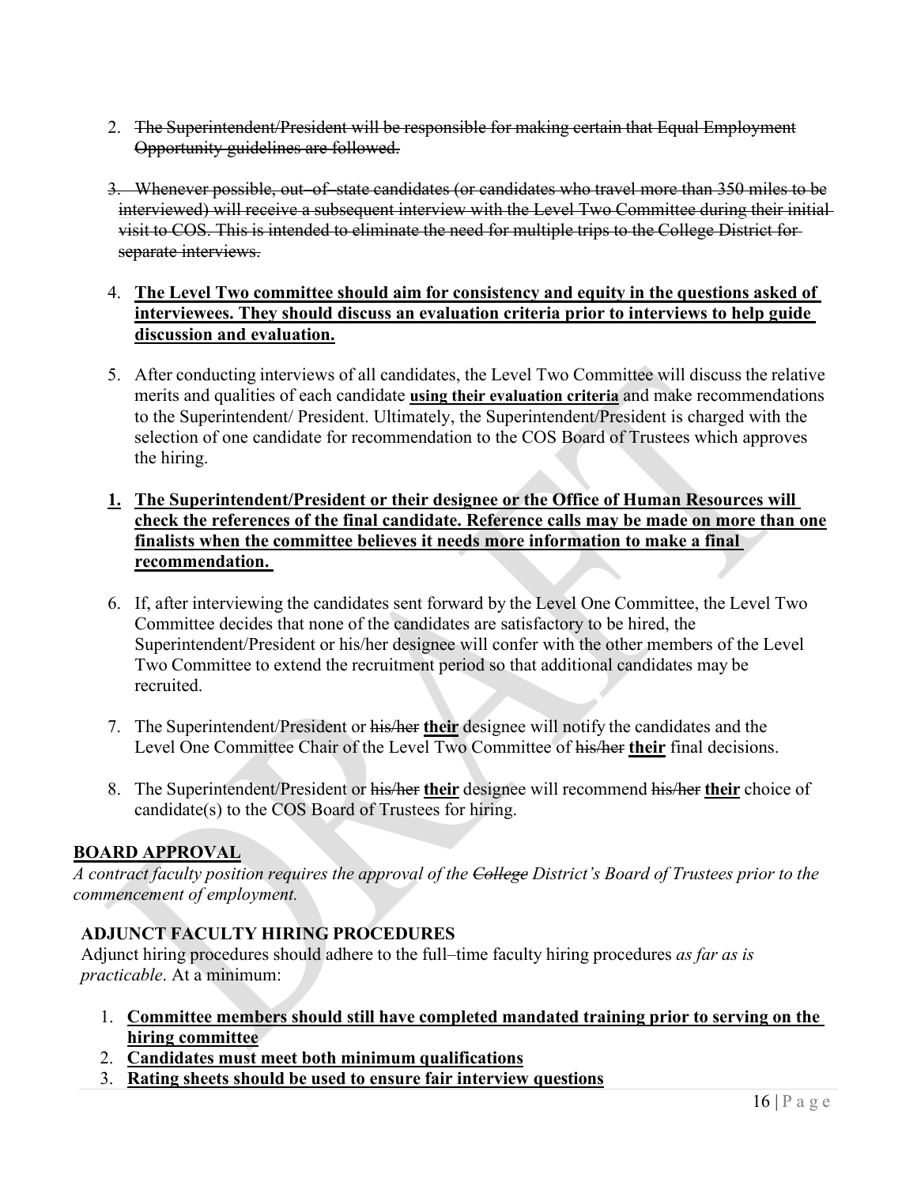2. ~~The Superintendent/President will be responsible for making certain that Equal Employment Opportunity guidelines are followed.~~

3. ~~Whenever possible, out–of–state candidates (or candidates who travel more than 350 miles to be interviewed) will receive a subsequent interview with the Level Two Committee during their initial visit to COS. This is intended to eliminate the need for multiple trips to the College District for separate interviews.~~

4. <u>**The Level Two committee should aim for consistency and equity in the questions asked of interviewees. They should discuss an evaluation criteria prior to interviews to help guide discussion and evaluation.**</u>

5. After conducting interviews of all candidates, the Level Two Committee will discuss the relative merits and qualities of each candidate <u>**using their evaluation criteria**</u> and make recommendations to the Superintendent/ President. Ultimately, the Superintendent/President is charged with the selection of one candidate for recommendation to the COS Board of Trustees which approves the hiring.

<u>**1.**</u> <u>**The Superintendent/President or their designee or the Office of Human Resources will check the references of the final candidate. Reference calls may be made on more than one finalists when the committee believes it needs more information to make a final recommendation.**</u>

6. If, after interviewing the candidates sent forward by the Level One Committee, the Level Two Committee decides that none of the candidates are satisfactory to be hired, the Superintendent/President or his/her designee will confer with the other members of the Level Two Committee to extend the recruitment period so that additional candidates may be recruited.

7. The Superintendent/President or ~~his/her~~ <u>**their**</u> designee will notify the candidates and the Level One Committee Chair of the Level Two Committee of ~~his/her~~ <u>**their**</u> final decisions.

8. The Superintendent/President or ~~his/her~~ <u>**their**</u> designee will recommend ~~his/her~~ <u>**their**</u> choice of candidate(s) to the COS Board of Trustees for hiring.

## <u>BOARD APPROVAL</u>

*A contract faculty position requires the approval of the ~~College~~ District's Board of Trustees prior to the commencement of employment.*

### ADJUNCT FACULTY HIRING PROCEDURES

Adjunct hiring procedures should adhere to the full–time faculty hiring procedures *as far as is practicable*. At a minimum:

1. <u>**Committee members should still have completed mandated training prior to serving on the hiring committee**</u>
2. <u>**Candidates must meet both minimum qualifications**</u>
3. <u>**Rating sheets should be used to ensure fair interview questions**</u>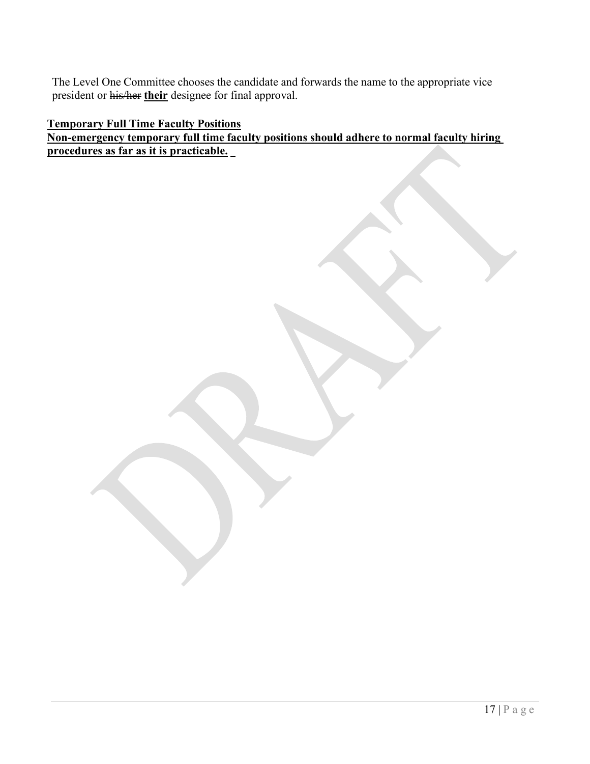The Level One Committee chooses the candidate and forwards the name to the appropriate vice president or ~~his/her~~ **their** designee for final approval.

**Temporary Full Time Faculty Positions**

**Non-emergency temporary full time faculty positions should adhere to normal faculty hiring procedures as far as it is practicable.**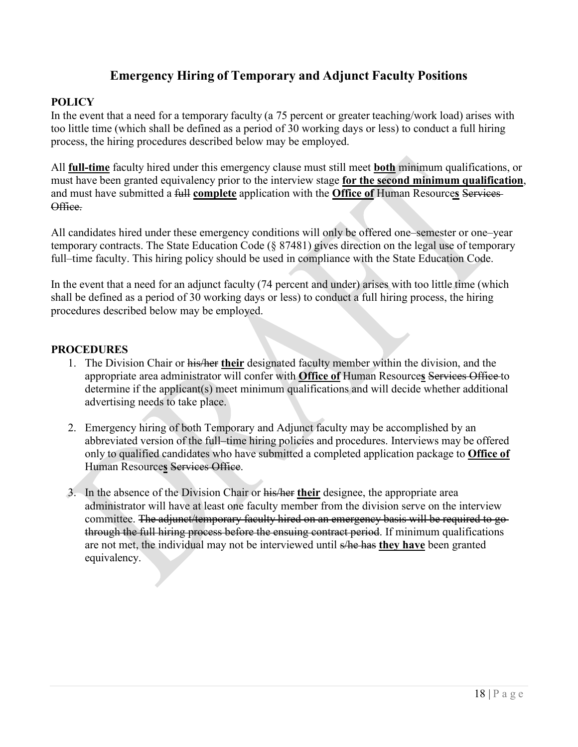# Emergency Hiring of Temporary and Adjunct Faculty Positions

## POLICY

In the event that a need for a temporary faculty (a 75 percent or greater teaching/work load) arises with too little time (which shall be defined as a period of 30 working days or less) to conduct a full hiring process, the hiring procedures described below may be employed.

All **full-time** faculty hired under this emergency clause must still meet **both** minimum qualifications, or must have been granted equivalency prior to the interview stage **for the second minimum qualification**, and must have submitted a ~~full~~ **complete** application with the **Office of** Human Resource**s** ~~Services Office~~.

All candidates hired under these emergency conditions will only be offered one–semester or one–year temporary contracts. The State Education Code (§ 87481) gives direction on the legal use of temporary full–time faculty. This hiring policy should be used in compliance with the State Education Code.

In the event that a need for an adjunct faculty (74 percent and under) arises with too little time (which shall be defined as a period of 30 working days or less) to conduct a full hiring process, the hiring procedures described below may be employed.

## PROCEDURES

1. The Division Chair or ~~his/her~~ **their** designated faculty member within the division, and the appropriate area administrator will confer with **Office of** Human Resource**s** ~~Services Office~~ to determine if the applicant(s) meet minimum qualifications and will decide whether additional advertising needs to take place.

2. Emergency hiring of both Temporary and Adjunct faculty may be accomplished by an abbreviated version of the full–time hiring policies and procedures. Interviews may be offered only to qualified candidates who have submitted a completed application package to **Office of** Human Resource**s** ~~Services Office~~.

3. In the absence of the Division Chair or ~~his/her~~ **their** designee, the appropriate area administrator will have at least one faculty member from the division serve on the interview committee. ~~The adjunct/temporary faculty hired on an emergency basis will be required to go through the full hiring process before the ensuing contract period~~. If minimum qualifications are not met, the individual may not be interviewed until ~~s/he has~~ **they have** been granted equivalency.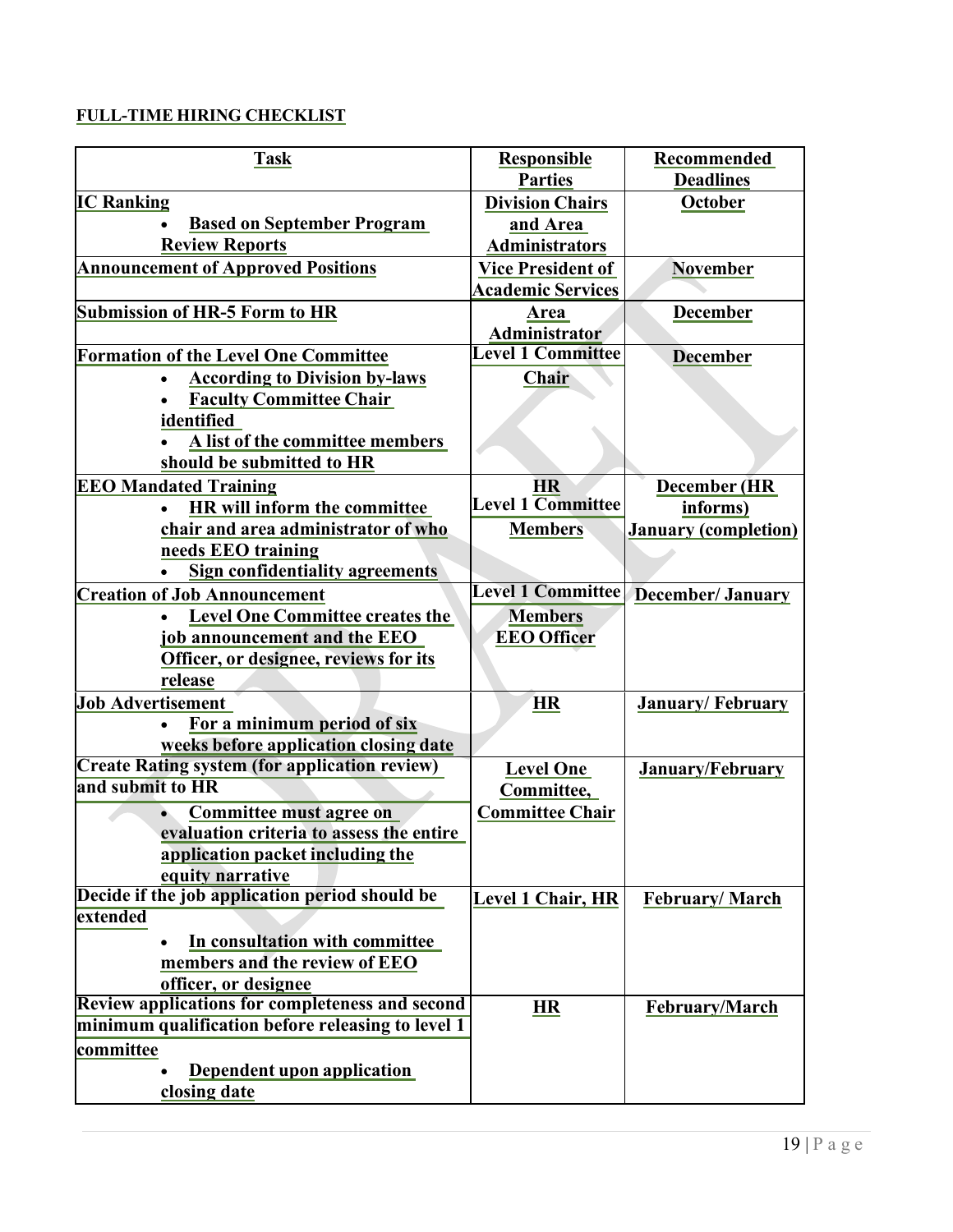**FULL-TIME HIRING CHECKLIST**

| Task | Responsible Parties | Recommended Deadlines |
|---|---|---|
| **IC Ranking**<br>• Based on September Program Review Reports | Division Chairs and Area Administrators | October |
| **Announcement of Approved Positions** | Vice President of Academic Services | November |
| **Submission of HR-5 Form to HR** | Area Administrator | December |
| **Formation of the Level One Committee**<br>• According to Division by-laws<br>• Faculty Committee Chair identified<br>• A list of the committee members should be submitted to HR | Level 1 Committee Chair | December |
| **EEO Mandated Training**<br>• HR will inform the committee chair and area administrator of who needs EEO training<br>• Sign confidentiality agreements | HR<br>Level 1 Committee Members | December (HR informs)<br>January (completion) |
| **Creation of Job Announcement**<br>• Level One Committee creates the job announcement and the EEO Officer, or designee, reviews for its release | Level 1 Committee Members<br>EEO Officer | December/ January |
| **Job Advertisement**<br>• For a minimum period of six weeks before application closing date | HR | January/ February |
| **Create Rating system (for application review) and submit to HR**<br>• Committee must agree on evaluation criteria to assess the entire application packet including the equity narrative | Level One Committee, Committee Chair | January/February |
| **Decide if the job application period should be extended**<br>• In consultation with committee members and the review of EEO officer, or designee | Level 1 Chair, HR | February/ March |
| **Review applications for completeness and second minimum qualification before releasing to level 1 committee**<br>• Dependent upon application closing date | HR | February/March |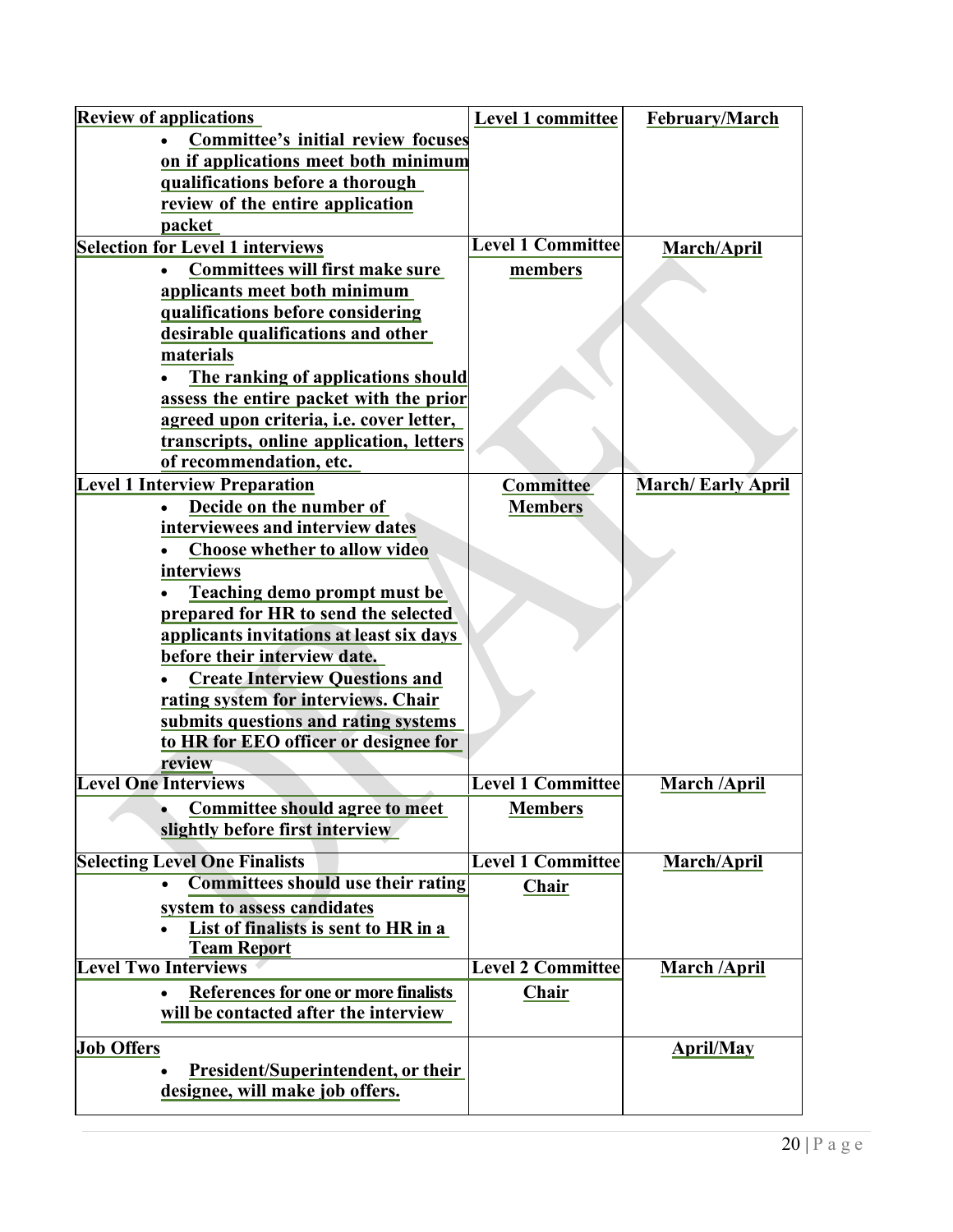| | | |
|---|---|---|
| **Review of applications**<br>• **Committee's initial review focuses on if applications meet both minimum qualifications before a thorough review of the entire application packet** | **Level 1 committee** | **February/March** |
| **Selection for Level 1 interviews**<br>• **Committees will first make sure applicants meet both minimum qualifications before considering desirable qualifications and other materials**<br>• **The ranking of applications should assess the entire packet with the prior agreed upon criteria, i.e. cover letter, transcripts, online application, letters of recommendation, etc.** | **Level 1 Committee members** | **March/April** |
| **Level 1 Interview Preparation**<br>• **Decide on the number of interviewees and interview dates**<br>• **Choose whether to allow video interviews**<br>• **Teaching demo prompt must be prepared for HR to send the selected applicants invitations at least six days before their interview date.**<br>• **Create Interview Questions and rating system for interviews. Chair submits questions and rating systems to HR for EEO officer or designee for review** | **Committee Members** | **March/ Early April** |
| **Level One Interviews**<br>• **Committee should agree to meet slightly before first interview** | **Level 1 Committee Members** | **March /April** |
| **Selecting Level One Finalists**<br>• **Committees should use their rating system to assess candidates**<br>• **List of finalists is sent to HR in a Team Report** | **Level 1 Committee Chair** | **March/April** |
| **Level Two Interviews**<br>• **References for one or more finalists will be contacted after the interview** | **Level 2 Committee Chair** | **March /April** |
| **Job Offers**<br>• **President/Superintendent, or their designee, will make job offers.** | | **April/May** |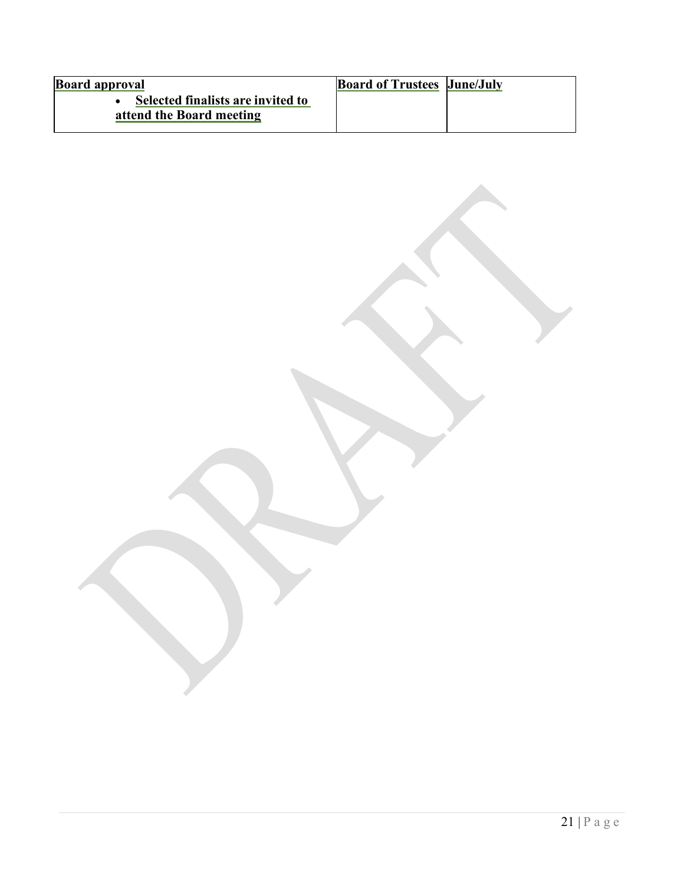| | | |
|---|---|---|
| **Board approval**<br>• **Selected finalists are invited to attend the Board meeting** | **Board of Trustees** | **June/July** |